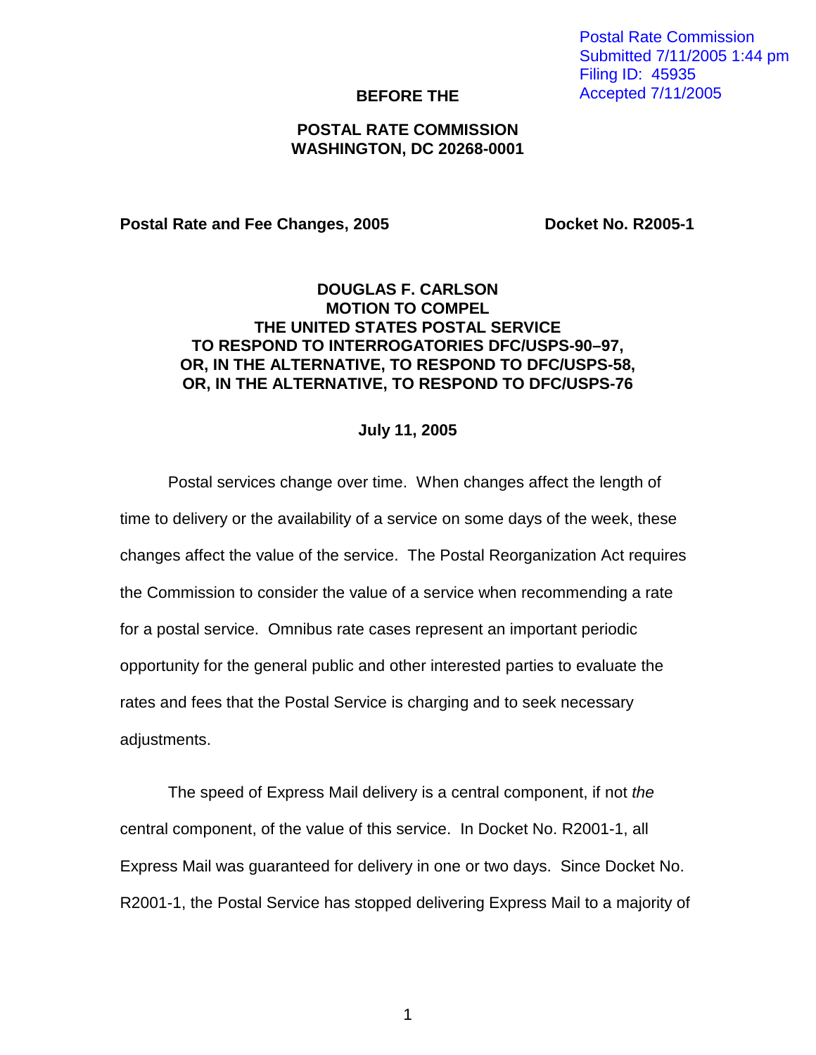Postal Rate Commission
Submitted 7/11/2005 1:44 pm
Filing ID: 45935
Accepted 7/11/2005

**BEFORE THE**

**POSTAL RATE COMMISSION**
**WASHINGTON, DC 20268-0001**

**Postal Rate and Fee Changes, 2005** **Docket No. R2005-1**

**DOUGLAS F. CARLSON**
**MOTION TO COMPEL**
**THE UNITED STATES POSTAL SERVICE**
**TO RESPOND TO INTERROGATORIES DFC/USPS-90–97,**
**OR, IN THE ALTERNATIVE, TO RESPOND TO DFC/USPS-58,**
**OR, IN THE ALTERNATIVE, TO RESPOND TO DFC/USPS-76**

**July 11, 2005**

Postal services change over time. When changes affect the length of time to delivery or the availability of a service on some days of the week, these changes affect the value of the service. The Postal Reorganization Act requires the Commission to consider the value of a service when recommending a rate for a postal service. Omnibus rate cases represent an important periodic opportunity for the general public and other interested parties to evaluate the rates and fees that the Postal Service is charging and to seek necessary adjustments.

The speed of Express Mail delivery is a central component, if not *the* central component, of the value of this service. In Docket No. R2001-1, all Express Mail was guaranteed for delivery in one or two days. Since Docket No. R2001-1, the Postal Service has stopped delivering Express Mail to a majority of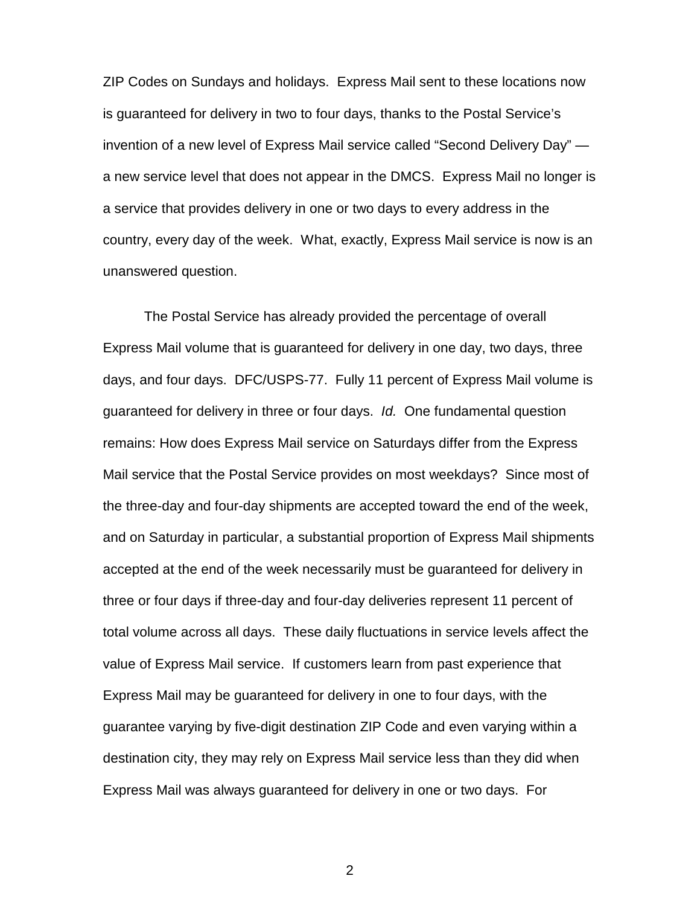ZIP Codes on Sundays and holidays. Express Mail sent to these locations now is guaranteed for delivery in two to four days, thanks to the Postal Service's invention of a new level of Express Mail service called "Second Delivery Day" — a new service level that does not appear in the DMCS. Express Mail no longer is a service that provides delivery in one or two days to every address in the country, every day of the week. What, exactly, Express Mail service is now is an unanswered question.

The Postal Service has already provided the percentage of overall Express Mail volume that is guaranteed for delivery in one day, two days, three days, and four days. DFC/USPS-77. Fully 11 percent of Express Mail volume is guaranteed for delivery in three or four days. *Id.* One fundamental question remains: How does Express Mail service on Saturdays differ from the Express Mail service that the Postal Service provides on most weekdays? Since most of the three-day and four-day shipments are accepted toward the end of the week, and on Saturday in particular, a substantial proportion of Express Mail shipments accepted at the end of the week necessarily must be guaranteed for delivery in three or four days if three-day and four-day deliveries represent 11 percent of total volume across all days. These daily fluctuations in service levels affect the value of Express Mail service. If customers learn from past experience that Express Mail may be guaranteed for delivery in one to four days, with the guarantee varying by five-digit destination ZIP Code and even varying within a destination city, they may rely on Express Mail service less than they did when Express Mail was always guaranteed for delivery in one or two days. For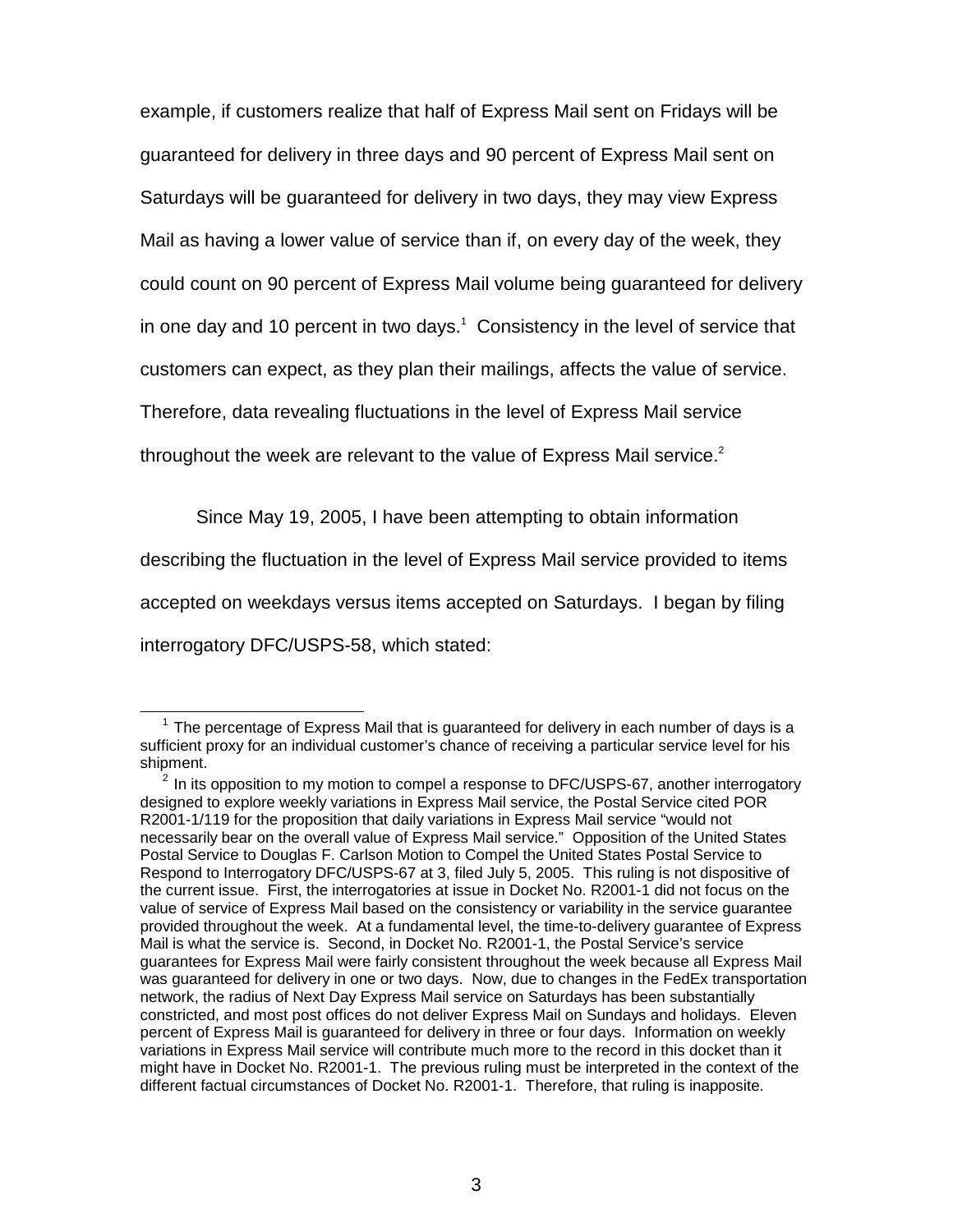example, if customers realize that half of Express Mail sent on Fridays will be guaranteed for delivery in three days and 90 percent of Express Mail sent on Saturdays will be guaranteed for delivery in two days, they may view Express Mail as having a lower value of service than if, on every day of the week, they could count on 90 percent of Express Mail volume being guaranteed for delivery in one day and 10 percent in two days.[1] Consistency in the level of service that customers can expect, as they plan their mailings, affects the value of service. Therefore, data revealing fluctuations in the level of Express Mail service throughout the week are relevant to the value of Express Mail service.[2]

Since May 19, 2005, I have been attempting to obtain information describing the fluctuation in the level of Express Mail service provided to items accepted on weekdays versus items accepted on Saturdays. I began by filing interrogatory DFC/USPS-58, which stated:

---

[1] The percentage of Express Mail that is guaranteed for delivery in each number of days is a sufficient proxy for an individual customer's chance of receiving a particular service level for his shipment.

[2] In its opposition to my motion to compel a response to DFC/USPS-67, another interrogatory designed to explore weekly variations in Express Mail service, the Postal Service cited POR R2001-1/119 for the proposition that daily variations in Express Mail service "would not necessarily bear on the overall value of Express Mail service." Opposition of the United States Postal Service to Douglas F. Carlson Motion to Compel the United States Postal Service to Respond to Interrogatory DFC/USPS-67 at 3, filed July 5, 2005. This ruling is not dispositive of the current issue. First, the interrogatories at issue in Docket No. R2001-1 did not focus on the value of service of Express Mail based on the consistency or variability in the service guarantee provided throughout the week. At a fundamental level, the time-to-delivery guarantee of Express Mail is what the service is. Second, in Docket No. R2001-1, the Postal Service's service guarantees for Express Mail were fairly consistent throughout the week because all Express Mail was guaranteed for delivery in one or two days. Now, due to changes in the FedEx transportation network, the radius of Next Day Express Mail service on Saturdays has been substantially constricted, and most post offices do not deliver Express Mail on Sundays and holidays. Eleven percent of Express Mail is guaranteed for delivery in three or four days. Information on weekly variations in Express Mail service will contribute much more to the record in this docket than it might have in Docket No. R2001-1. The previous ruling must be interpreted in the context of the different factual circumstances of Docket No. R2001-1. Therefore, that ruling is inapposite.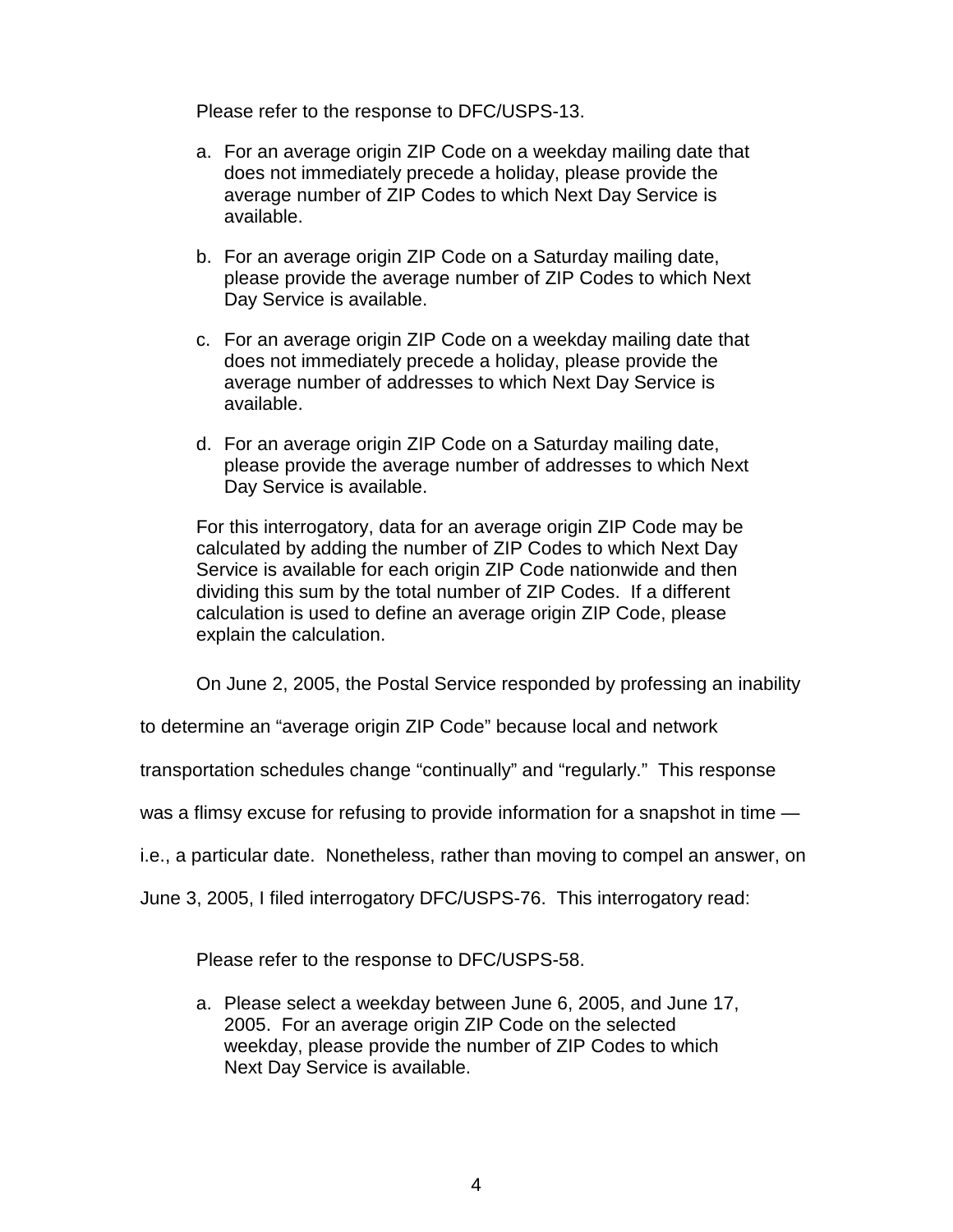> Please refer to the response to DFC/USPS-13.
>
> a. For an average origin ZIP Code on a weekday mailing date that does not immediately precede a holiday, please provide the average number of ZIP Codes to which Next Day Service is available.
>
> b. For an average origin ZIP Code on a Saturday mailing date, please provide the average number of ZIP Codes to which Next Day Service is available.
>
> c. For an average origin ZIP Code on a weekday mailing date that does not immediately precede a holiday, please provide the average number of addresses to which Next Day Service is available.
>
> d. For an average origin ZIP Code on a Saturday mailing date, please provide the average number of addresses to which Next Day Service is available.
>
> For this interrogatory, data for an average origin ZIP Code may be calculated by adding the number of ZIP Codes to which Next Day Service is available for each origin ZIP Code nationwide and then dividing this sum by the total number of ZIP Codes. If a different calculation is used to define an average origin ZIP Code, please explain the calculation.

On June 2, 2005, the Postal Service responded by professing an inability to determine an "average origin ZIP Code" because local and network transportation schedules change "continually" and "regularly." This response was a flimsy excuse for refusing to provide information for a snapshot in time — i.e., a particular date. Nonetheless, rather than moving to compel an answer, on June 3, 2005, I filed interrogatory DFC/USPS-76. This interrogatory read:

> Please refer to the response to DFC/USPS-58.
>
> a. Please select a weekday between June 6, 2005, and June 17, 2005. For an average origin ZIP Code on the selected weekday, please provide the number of ZIP Codes to which Next Day Service is available.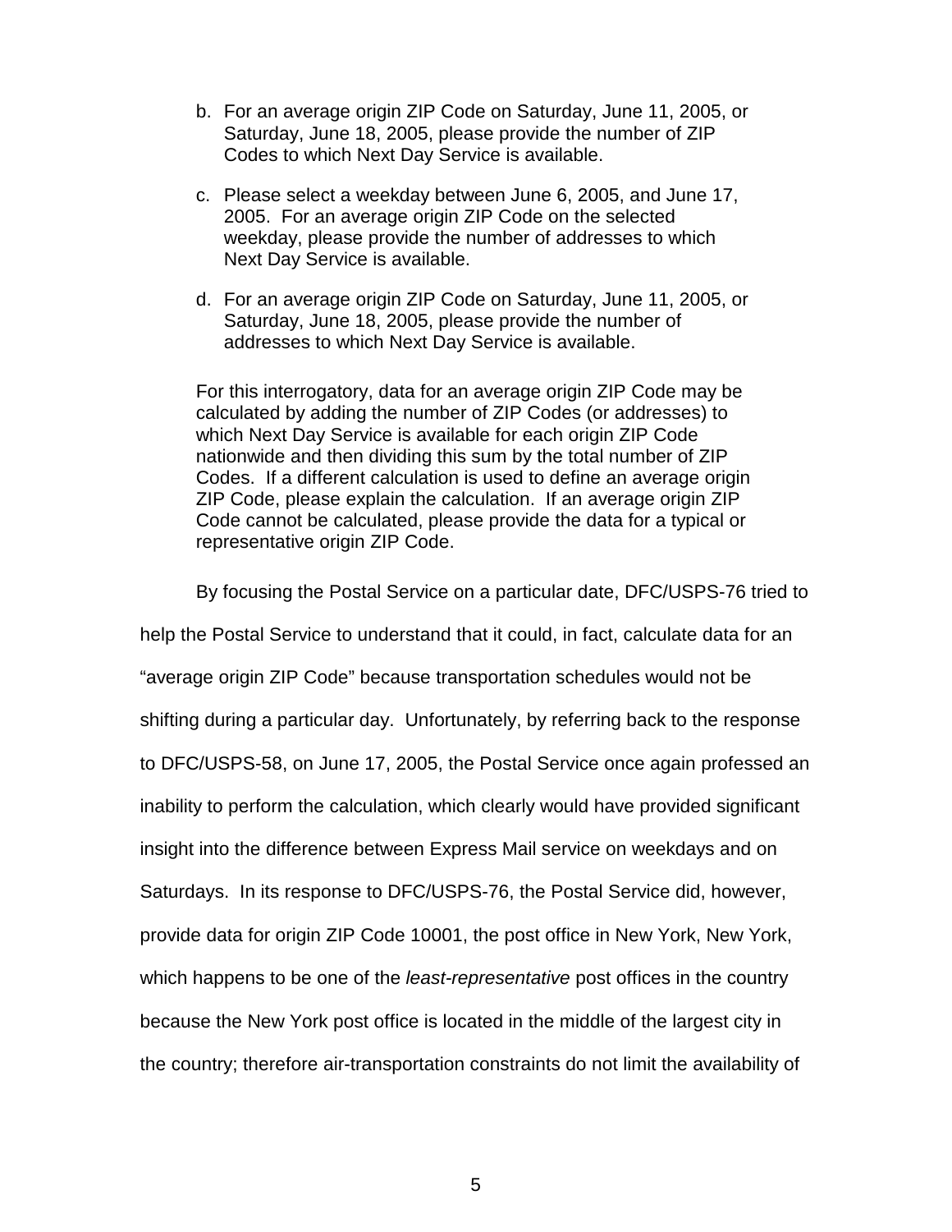b. For an average origin ZIP Code on Saturday, June 11, 2005, or Saturday, June 18, 2005, please provide the number of ZIP Codes to which Next Day Service is available.

c. Please select a weekday between June 6, 2005, and June 17, 2005. For an average origin ZIP Code on the selected weekday, please provide the number of addresses to which Next Day Service is available.

d. For an average origin ZIP Code on Saturday, June 11, 2005, or Saturday, June 18, 2005, please provide the number of addresses to which Next Day Service is available.

For this interrogatory, data for an average origin ZIP Code may be calculated by adding the number of ZIP Codes (or addresses) to which Next Day Service is available for each origin ZIP Code nationwide and then dividing this sum by the total number of ZIP Codes. If a different calculation is used to define an average origin ZIP Code, please explain the calculation. If an average origin ZIP Code cannot be calculated, please provide the data for a typical or representative origin ZIP Code.

By focusing the Postal Service on a particular date, DFC/USPS-76 tried to help the Postal Service to understand that it could, in fact, calculate data for an "average origin ZIP Code" because transportation schedules would not be shifting during a particular day. Unfortunately, by referring back to the response to DFC/USPS-58, on June 17, 2005, the Postal Service once again professed an inability to perform the calculation, which clearly would have provided significant insight into the difference between Express Mail service on weekdays and on Saturdays. In its response to DFC/USPS-76, the Postal Service did, however, provide data for origin ZIP Code 10001, the post office in New York, New York, which happens to be one of the *least-representative* post offices in the country because the New York post office is located in the middle of the largest city in the country; therefore air-transportation constraints do not limit the availability of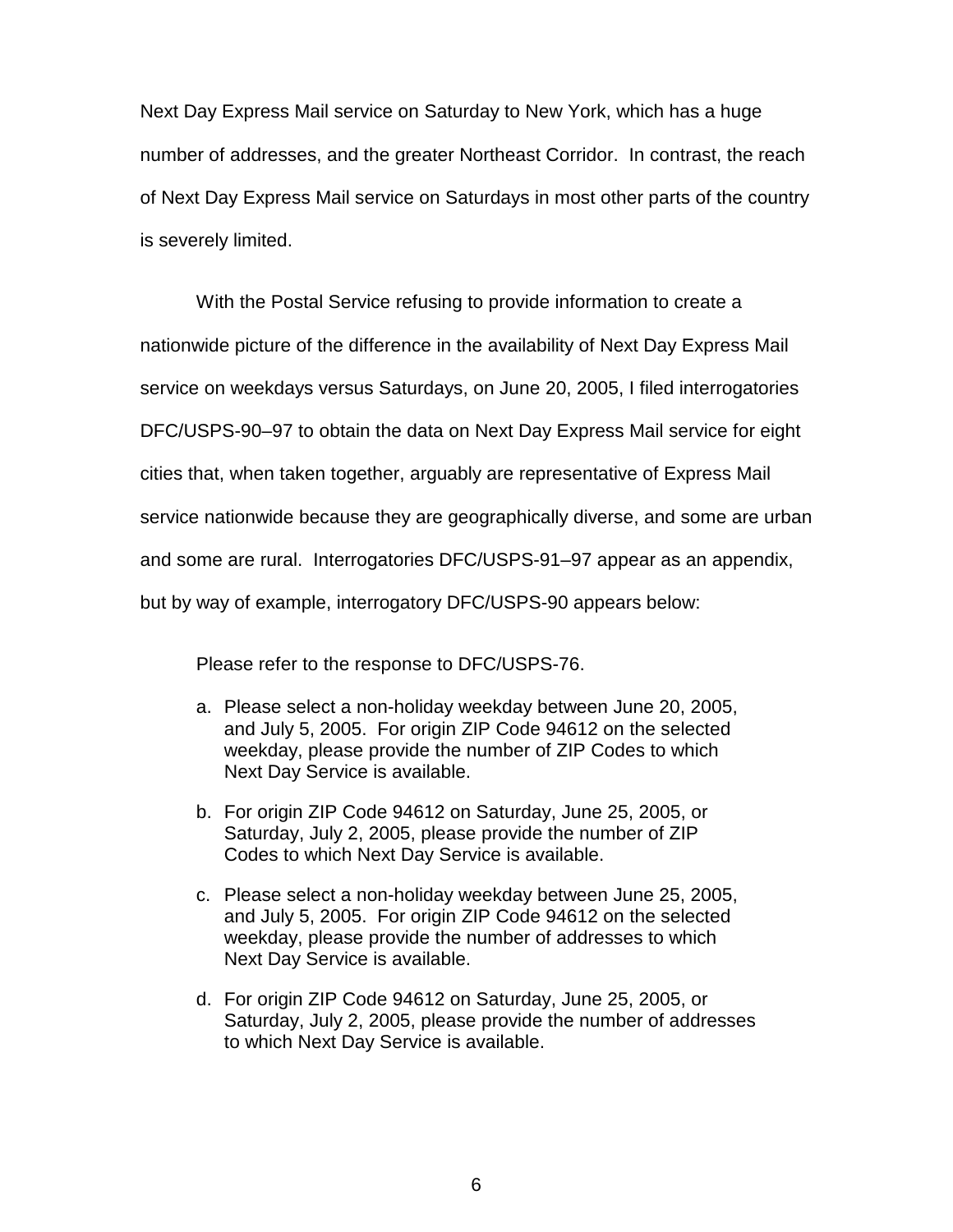Next Day Express Mail service on Saturday to New York, which has a huge number of addresses, and the greater Northeast Corridor. In contrast, the reach of Next Day Express Mail service on Saturdays in most other parts of the country is severely limited.

With the Postal Service refusing to provide information to create a nationwide picture of the difference in the availability of Next Day Express Mail service on weekdays versus Saturdays, on June 20, 2005, I filed interrogatories DFC/USPS-90–97 to obtain the data on Next Day Express Mail service for eight cities that, when taken together, arguably are representative of Express Mail service nationwide because they are geographically diverse, and some are urban and some are rural. Interrogatories DFC/USPS-91–97 appear as an appendix, but by way of example, interrogatory DFC/USPS-90 appears below:

> Please refer to the response to DFC/USPS-76.
>
> a. Please select a non-holiday weekday between June 20, 2005, and July 5, 2005. For origin ZIP Code 94612 on the selected weekday, please provide the number of ZIP Codes to which Next Day Service is available.
>
> b. For origin ZIP Code 94612 on Saturday, June 25, 2005, or Saturday, July 2, 2005, please provide the number of ZIP Codes to which Next Day Service is available.
>
> c. Please select a non-holiday weekday between June 25, 2005, and July 5, 2005. For origin ZIP Code 94612 on the selected weekday, please provide the number of addresses to which Next Day Service is available.
>
> d. For origin ZIP Code 94612 on Saturday, June 25, 2005, or Saturday, July 2, 2005, please provide the number of addresses to which Next Day Service is available.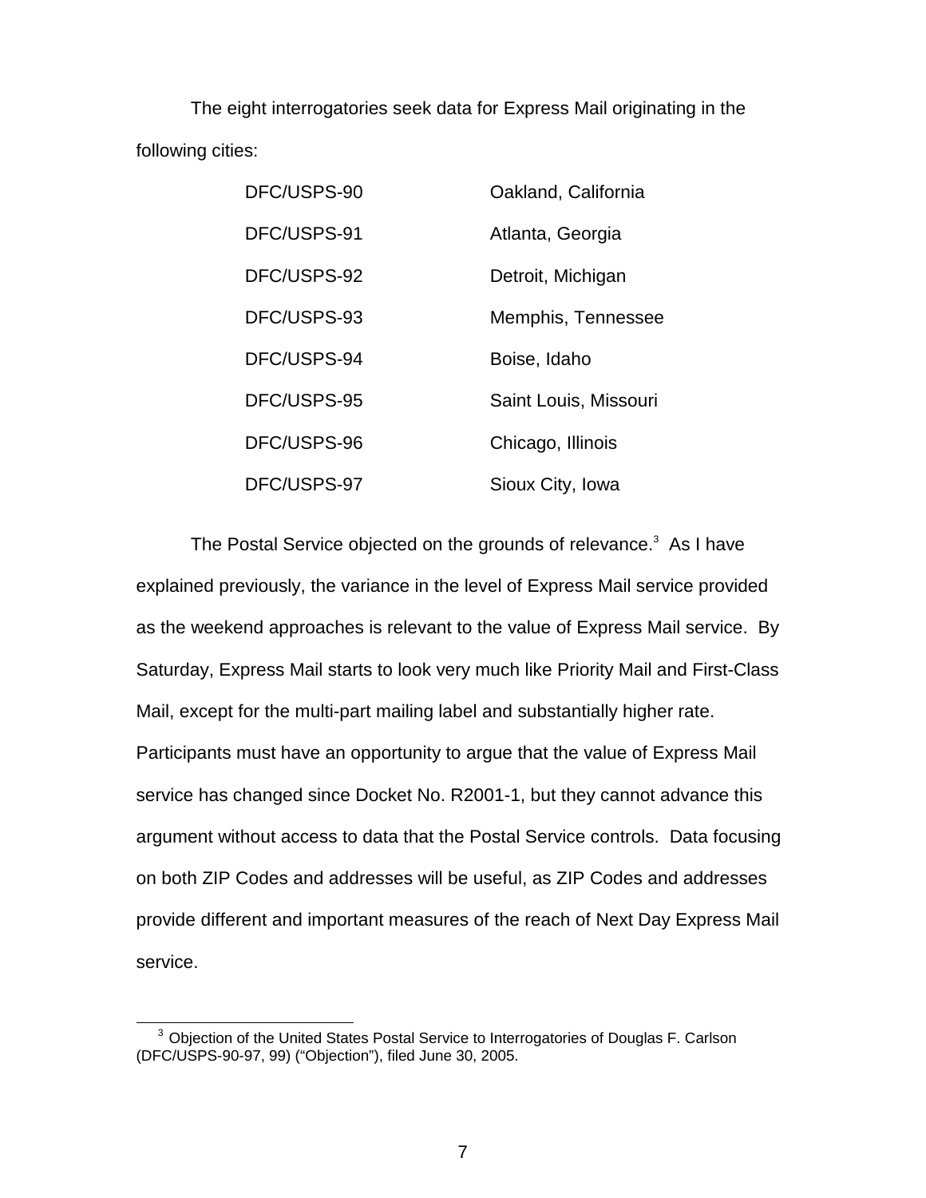The eight interrogatories seek data for Express Mail originating in the following cities:

| | |
|---|---|
| DFC/USPS-90 | Oakland, California |
| DFC/USPS-91 | Atlanta, Georgia |
| DFC/USPS-92 | Detroit, Michigan |
| DFC/USPS-93 | Memphis, Tennessee |
| DFC/USPS-94 | Boise, Idaho |
| DFC/USPS-95 | Saint Louis, Missouri |
| DFC/USPS-96 | Chicago, Illinois |
| DFC/USPS-97 | Sioux City, Iowa |

The Postal Service objected on the grounds of relevance.[3] As I have explained previously, the variance in the level of Express Mail service provided as the weekend approaches is relevant to the value of Express Mail service. By Saturday, Express Mail starts to look very much like Priority Mail and First-Class Mail, except for the multi-part mailing label and substantially higher rate. Participants must have an opportunity to argue that the value of Express Mail service has changed since Docket No. R2001-1, but they cannot advance this argument without access to data that the Postal Service controls. Data focusing on both ZIP Codes and addresses will be useful, as ZIP Codes and addresses provide different and important measures of the reach of Next Day Express Mail service.

[3] Objection of the United States Postal Service to Interrogatories of Douglas F. Carlson (DFC/USPS-90-97, 99) ("Objection"), filed June 30, 2005.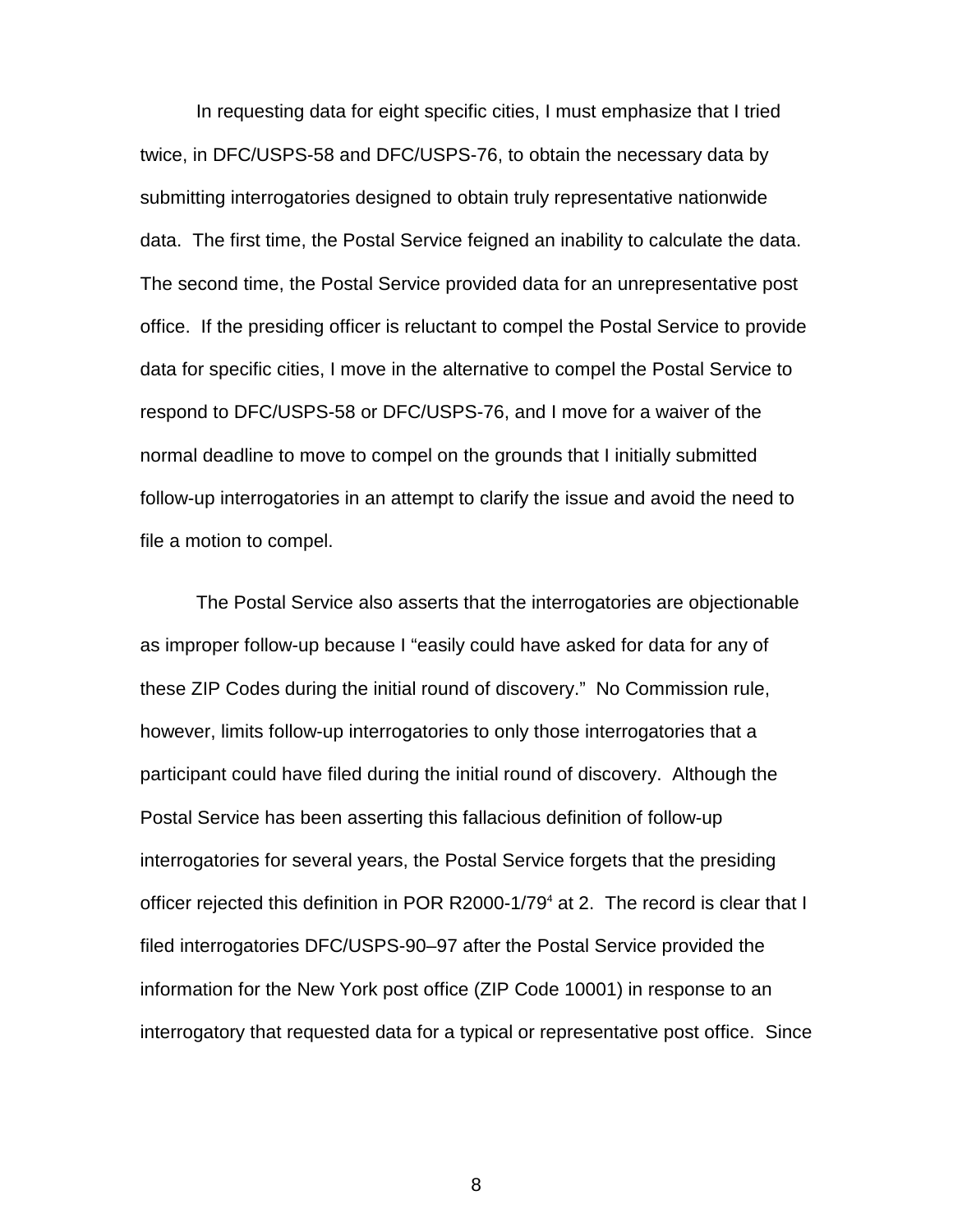In requesting data for eight specific cities, I must emphasize that I tried twice, in DFC/USPS-58 and DFC/USPS-76, to obtain the necessary data by submitting interrogatories designed to obtain truly representative nationwide data. The first time, the Postal Service feigned an inability to calculate the data. The second time, the Postal Service provided data for an unrepresentative post office. If the presiding officer is reluctant to compel the Postal Service to provide data for specific cities, I move in the alternative to compel the Postal Service to respond to DFC/USPS-58 or DFC/USPS-76, and I move for a waiver of the normal deadline to move to compel on the grounds that I initially submitted follow-up interrogatories in an attempt to clarify the issue and avoid the need to file a motion to compel.

The Postal Service also asserts that the interrogatories are objectionable as improper follow-up because I "easily could have asked for data for any of these ZIP Codes during the initial round of discovery." No Commission rule, however, limits follow-up interrogatories to only those interrogatories that a participant could have filed during the initial round of discovery. Although the Postal Service has been asserting this fallacious definition of follow-up interrogatories for several years, the Postal Service forgets that the presiding officer rejected this definition in POR R2000-1/79[4] at 2. The record is clear that I filed interrogatories DFC/USPS-90–97 after the Postal Service provided the information for the New York post office (ZIP Code 10001) in response to an interrogatory that requested data for a typical or representative post office. Since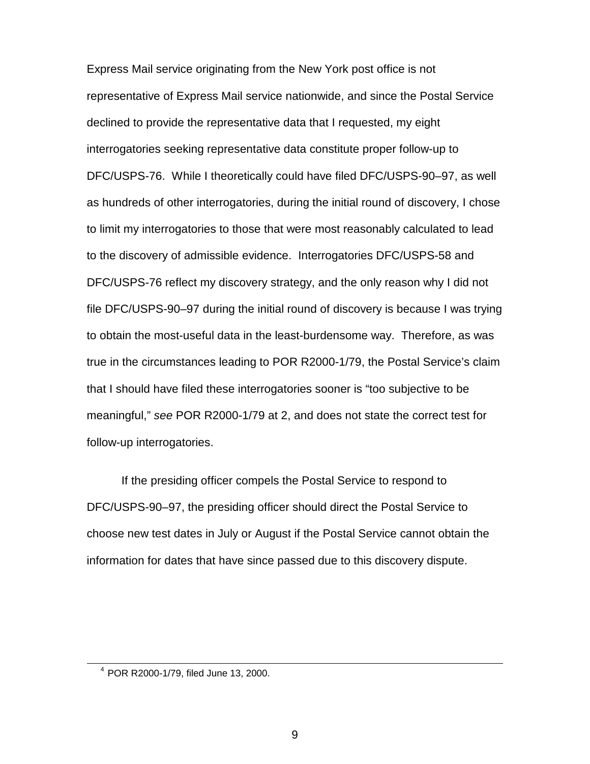Express Mail service originating from the New York post office is not representative of Express Mail service nationwide, and since the Postal Service declined to provide the representative data that I requested, my eight interrogatories seeking representative data constitute proper follow-up to DFC/USPS-76. While I theoretically could have filed DFC/USPS-90–97, as well as hundreds of other interrogatories, during the initial round of discovery, I chose to limit my interrogatories to those that were most reasonably calculated to lead to the discovery of admissible evidence. Interrogatories DFC/USPS-58 and DFC/USPS-76 reflect my discovery strategy, and the only reason why I did not file DFC/USPS-90–97 during the initial round of discovery is because I was trying to obtain the most-useful data in the least-burdensome way. Therefore, as was true in the circumstances leading to POR R2000-1/79, the Postal Service's claim that I should have filed these interrogatories sooner is "too subjective to be meaningful," *see* POR R2000-1/79 at 2, and does not state the correct test for follow-up interrogatories.

If the presiding officer compels the Postal Service to respond to DFC/USPS-90–97, the presiding officer should direct the Postal Service to choose new test dates in July or August if the Postal Service cannot obtain the information for dates that have since passed due to this discovery dispute.

---

[4] POR R2000-1/79, filed June 13, 2000.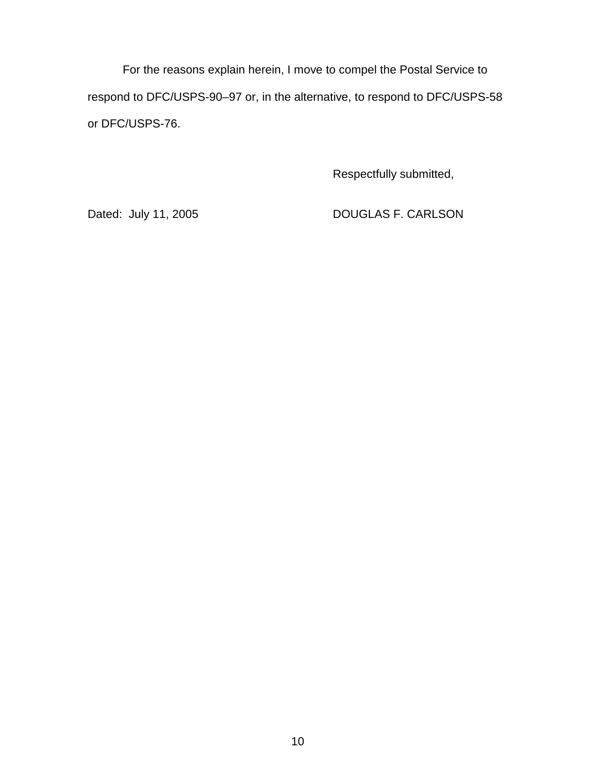For the reasons explain herein, I move to compel the Postal Service to respond to DFC/USPS-90–97 or, in the alternative, to respond to DFC/USPS-58 or DFC/USPS-76.

Respectfully submitted,

Dated: July 11, 2005

DOUGLAS F. CARLSON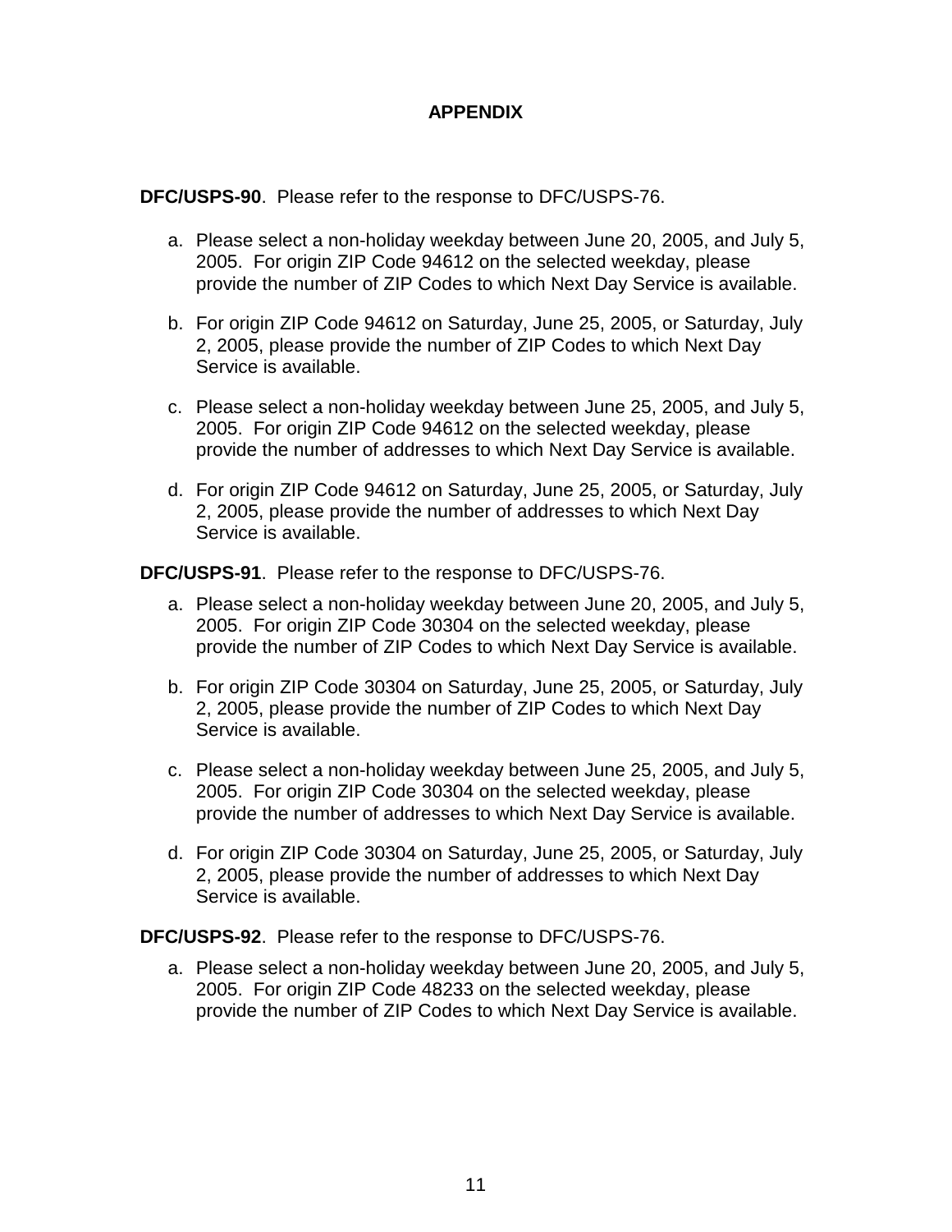## APPENDIX

**DFC/USPS-90**. Please refer to the response to DFC/USPS-76.

a. Please select a non-holiday weekday between June 20, 2005, and July 5, 2005. For origin ZIP Code 94612 on the selected weekday, please provide the number of ZIP Codes to which Next Day Service is available.

b. For origin ZIP Code 94612 on Saturday, June 25, 2005, or Saturday, July 2, 2005, please provide the number of ZIP Codes to which Next Day Service is available.

c. Please select a non-holiday weekday between June 25, 2005, and July 5, 2005. For origin ZIP Code 94612 on the selected weekday, please provide the number of addresses to which Next Day Service is available.

d. For origin ZIP Code 94612 on Saturday, June 25, 2005, or Saturday, July 2, 2005, please provide the number of addresses to which Next Day Service is available.

**DFC/USPS-91**. Please refer to the response to DFC/USPS-76.

a. Please select a non-holiday weekday between June 20, 2005, and July 5, 2005. For origin ZIP Code 30304 on the selected weekday, please provide the number of ZIP Codes to which Next Day Service is available.

b. For origin ZIP Code 30304 on Saturday, June 25, 2005, or Saturday, July 2, 2005, please provide the number of ZIP Codes to which Next Day Service is available.

c. Please select a non-holiday weekday between June 25, 2005, and July 5, 2005. For origin ZIP Code 30304 on the selected weekday, please provide the number of addresses to which Next Day Service is available.

d. For origin ZIP Code 30304 on Saturday, June 25, 2005, or Saturday, July 2, 2005, please provide the number of addresses to which Next Day Service is available.

**DFC/USPS-92**. Please refer to the response to DFC/USPS-76.

a. Please select a non-holiday weekday between June 20, 2005, and July 5, 2005. For origin ZIP Code 48233 on the selected weekday, please provide the number of ZIP Codes to which Next Day Service is available.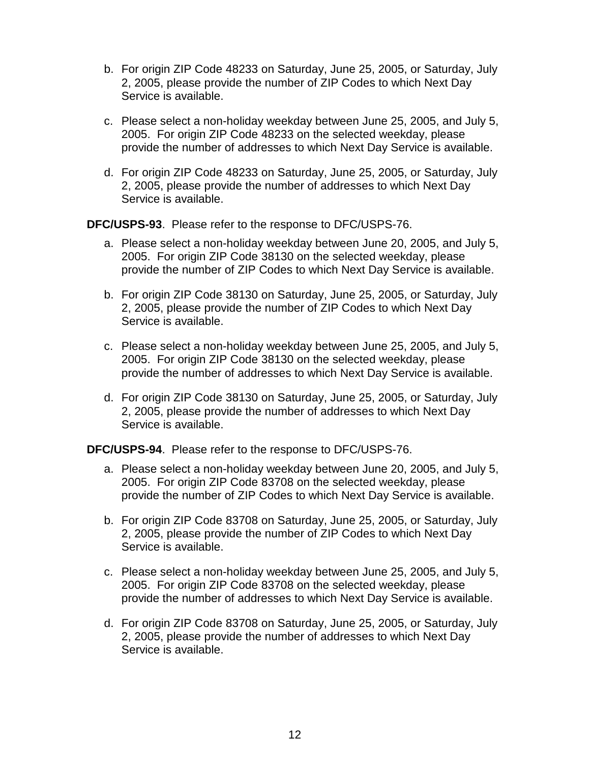b. For origin ZIP Code 48233 on Saturday, June 25, 2005, or Saturday, July 2, 2005, please provide the number of ZIP Codes to which Next Day Service is available.

c. Please select a non-holiday weekday between June 25, 2005, and July 5, 2005. For origin ZIP Code 48233 on the selected weekday, please provide the number of addresses to which Next Day Service is available.

d. For origin ZIP Code 48233 on Saturday, June 25, 2005, or Saturday, July 2, 2005, please provide the number of addresses to which Next Day Service is available.

**DFC/USPS-93**. Please refer to the response to DFC/USPS-76.

a. Please select a non-holiday weekday between June 20, 2005, and July 5, 2005. For origin ZIP Code 38130 on the selected weekday, please provide the number of ZIP Codes to which Next Day Service is available.

b. For origin ZIP Code 38130 on Saturday, June 25, 2005, or Saturday, July 2, 2005, please provide the number of ZIP Codes to which Next Day Service is available.

c. Please select a non-holiday weekday between June 25, 2005, and July 5, 2005. For origin ZIP Code 38130 on the selected weekday, please provide the number of addresses to which Next Day Service is available.

d. For origin ZIP Code 38130 on Saturday, June 25, 2005, or Saturday, July 2, 2005, please provide the number of addresses to which Next Day Service is available.

**DFC/USPS-94**. Please refer to the response to DFC/USPS-76.

a. Please select a non-holiday weekday between June 20, 2005, and July 5, 2005. For origin ZIP Code 83708 on the selected weekday, please provide the number of ZIP Codes to which Next Day Service is available.

b. For origin ZIP Code 83708 on Saturday, June 25, 2005, or Saturday, July 2, 2005, please provide the number of ZIP Codes to which Next Day Service is available.

c. Please select a non-holiday weekday between June 25, 2005, and July 5, 2005. For origin ZIP Code 83708 on the selected weekday, please provide the number of addresses to which Next Day Service is available.

d. For origin ZIP Code 83708 on Saturday, June 25, 2005, or Saturday, July 2, 2005, please provide the number of addresses to which Next Day Service is available.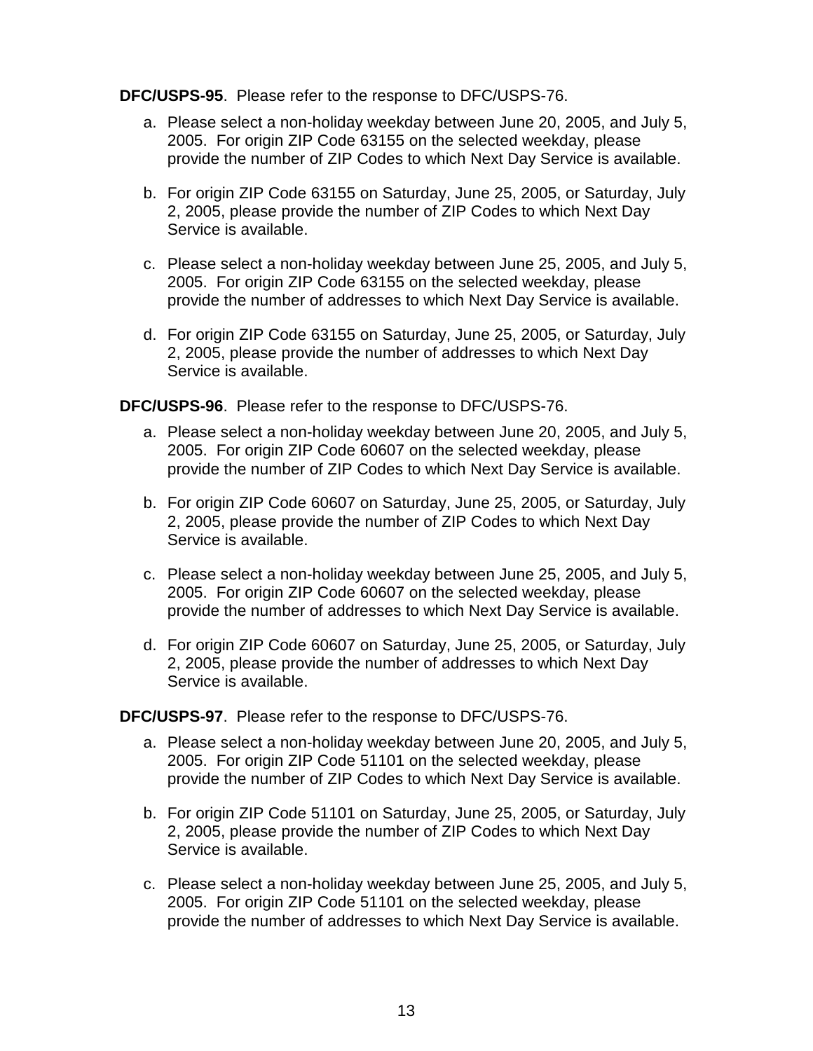**DFC/USPS-95**. Please refer to the response to DFC/USPS-76.

a. Please select a non-holiday weekday between June 20, 2005, and July 5, 2005. For origin ZIP Code 63155 on the selected weekday, please provide the number of ZIP Codes to which Next Day Service is available.

b. For origin ZIP Code 63155 on Saturday, June 25, 2005, or Saturday, July 2, 2005, please provide the number of ZIP Codes to which Next Day Service is available.

c. Please select a non-holiday weekday between June 25, 2005, and July 5, 2005. For origin ZIP Code 63155 on the selected weekday, please provide the number of addresses to which Next Day Service is available.

d. For origin ZIP Code 63155 on Saturday, June 25, 2005, or Saturday, July 2, 2005, please provide the number of addresses to which Next Day Service is available.

**DFC/USPS-96**. Please refer to the response to DFC/USPS-76.

a. Please select a non-holiday weekday between June 20, 2005, and July 5, 2005. For origin ZIP Code 60607 on the selected weekday, please provide the number of ZIP Codes to which Next Day Service is available.

b. For origin ZIP Code 60607 on Saturday, June 25, 2005, or Saturday, July 2, 2005, please provide the number of ZIP Codes to which Next Day Service is available.

c. Please select a non-holiday weekday between June 25, 2005, and July 5, 2005. For origin ZIP Code 60607 on the selected weekday, please provide the number of addresses to which Next Day Service is available.

d. For origin ZIP Code 60607 on Saturday, June 25, 2005, or Saturday, July 2, 2005, please provide the number of addresses to which Next Day Service is available.

**DFC/USPS-97**. Please refer to the response to DFC/USPS-76.

a. Please select a non-holiday weekday between June 20, 2005, and July 5, 2005. For origin ZIP Code 51101 on the selected weekday, please provide the number of ZIP Codes to which Next Day Service is available.

b. For origin ZIP Code 51101 on Saturday, June 25, 2005, or Saturday, July 2, 2005, please provide the number of ZIP Codes to which Next Day Service is available.

c. Please select a non-holiday weekday between June 25, 2005, and July 5, 2005. For origin ZIP Code 51101 on the selected weekday, please provide the number of addresses to which Next Day Service is available.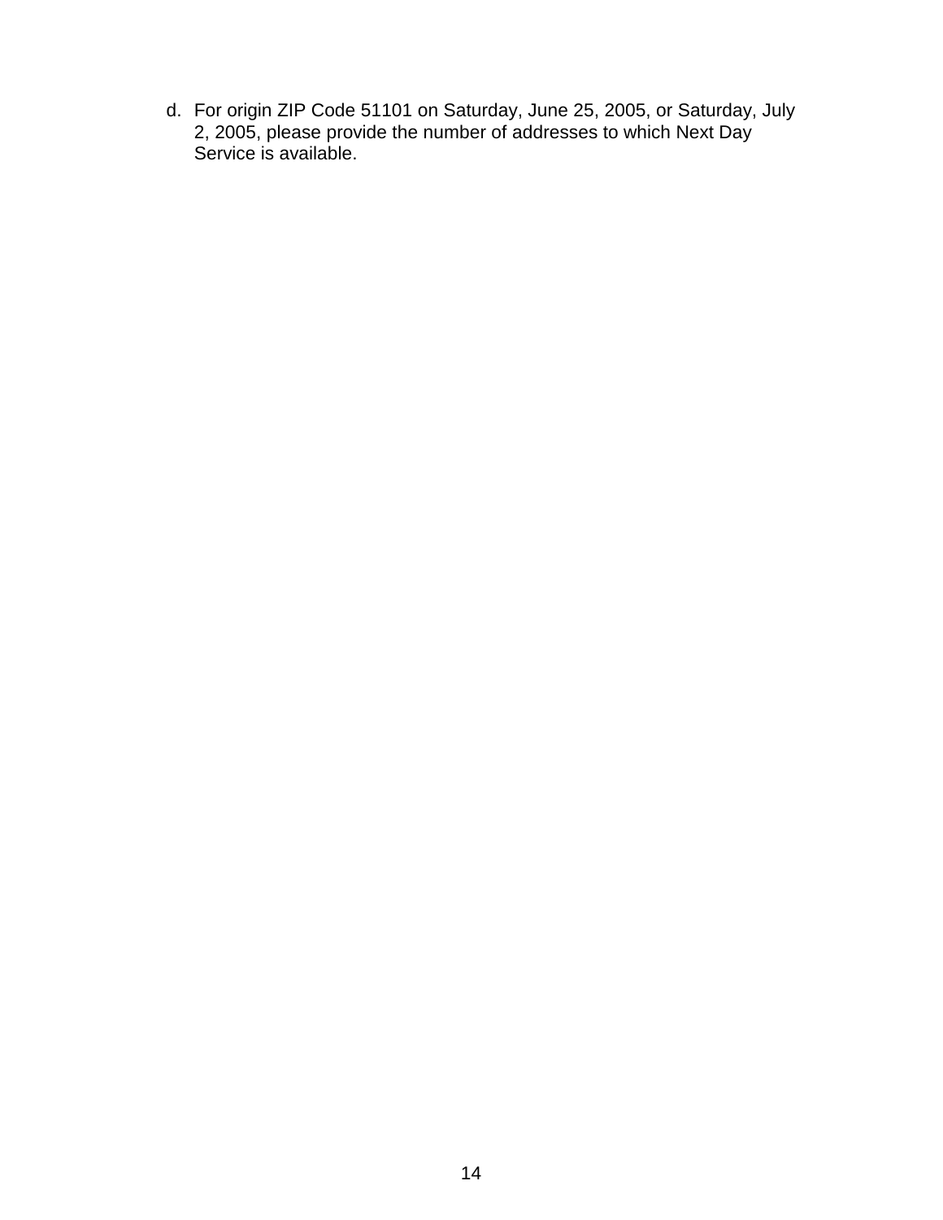d. For origin ZIP Code 51101 on Saturday, June 25, 2005, or Saturday, July 2, 2005, please provide the number of addresses to which Next Day Service is available.